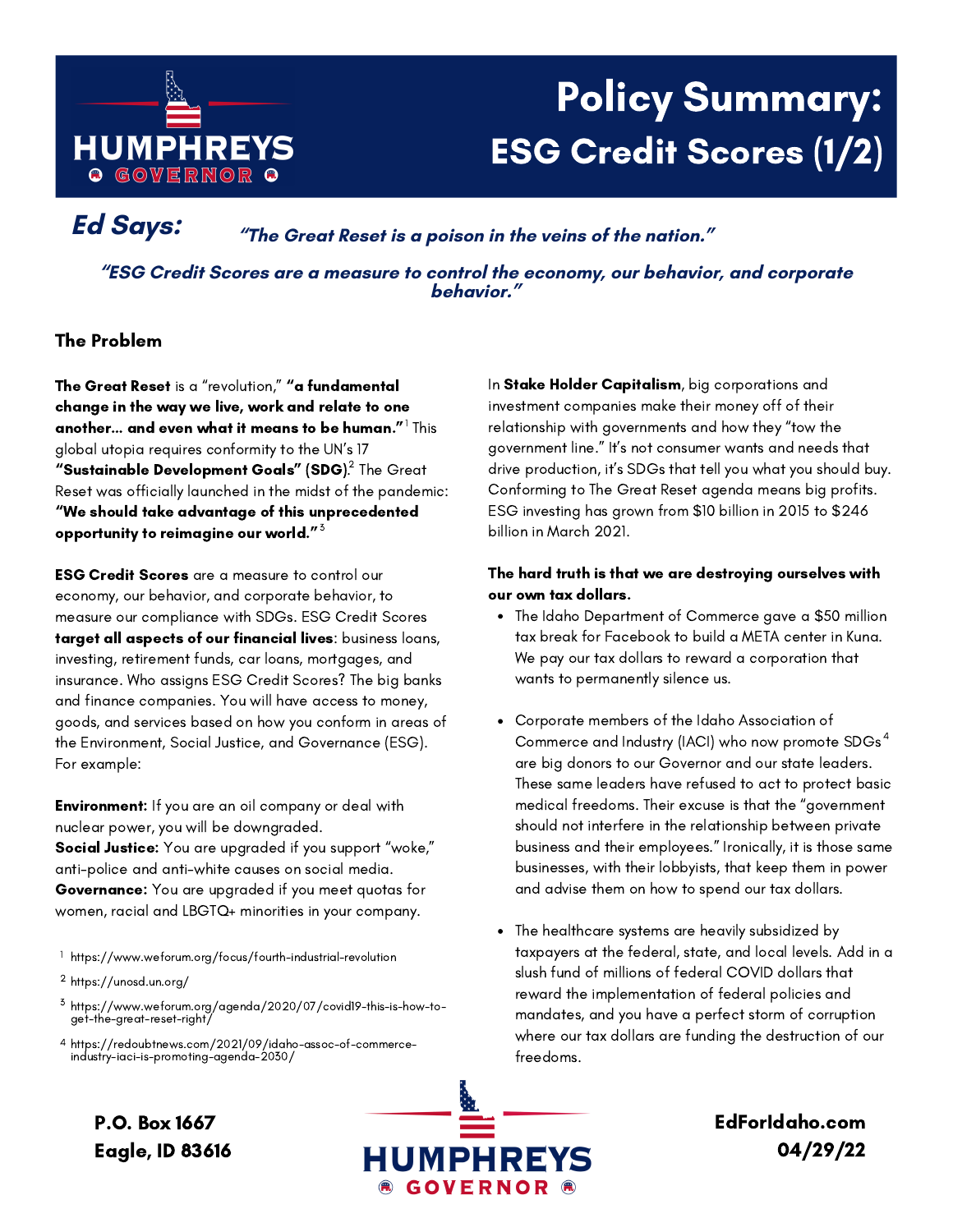# Policy Summary: ESG Credit Scores (1/2)

HUMPHREYS GOVERNOR

***Ed Says:*** ***"The Great Reset is a poison in the veins of the nation."***

***"ESG Credit Scores are a measure to control the economy, our behavior, and corporate behavior."***

## The Problem

**The Great Reset** is a "revolution," **"a fundamental change in the way we live, work and relate to one another... and even what it means to be human."**[1] This global utopia requires conformity to the UN's 17 **"Sustainable Development Goals" (SDG)**.[2] The Great Reset was officially launched in the midst of the pandemic: **"We should take advantage of this unprecedented opportunity to reimagine our world."**[3]

**ESG Credit Scores** are a measure to control our economy, our behavior, and corporate behavior, to measure our compliance with SDGs. ESG Credit Scores **target all aspects of our financial lives**: business loans, investing, retirement funds, car loans, mortgages, and insurance. Who assigns ESG Credit Scores? The big banks and finance companies. You will have access to money, goods, and services based on how you conform in areas of the Environment, Social Justice, and Governance (ESG). For example:

**Environment:** If you are an oil company or deal with nuclear power, you will be downgraded.
**Social Justice:** You are upgraded if you support "woke," anti-police and anti-white causes on social media.
**Governance:** You are upgraded if you meet quotas for women, racial and LBGTQ+ minorities in your company.

In **Stake Holder Capitalism**, big corporations and investment companies make their money off of their relationship with governments and how they "tow the government line." It's not consumer wants and needs that drive production, it's SDGs that tell you what you should buy. Conforming to The Great Reset agenda means big profits. ESG investing has grown from $10 billion in 2015 to $246 billion in March 2021.

**The hard truth is that we are destroying ourselves with our own tax dollars.**

- The Idaho Department of Commerce gave a $50 million tax break for Facebook to build a META center in Kuna. We pay our tax dollars to reward a corporation that wants to permanently silence us.
- Corporate members of the Idaho Association of Commerce and Industry (IACI) who now promote SDGs[4] are big donors to our Governor and our state leaders. These same leaders have refused to act to protect basic medical freedoms. Their excuse is that the "government should not interfere in the relationship between private business and their employees." Ironically, it is those same businesses, with their lobbyists, that keep them in power and advise them on how to spend our tax dollars.
- The healthcare systems are heavily subsidized by taxpayers at the federal, state, and local levels. Add in a slush fund of millions of federal COVID dollars that reward the implementation of federal policies and mandates, and you have a perfect storm of corruption where our tax dollars are funding the destruction of our freedoms.

---

[1] https://www.weforum.org/focus/fourth-industrial-revolution

[2] https://unosd.un.org/

[3] https://www.weforum.org/agenda/2020/07/covid19-this-is-how-to-get-the-great-reset-right/

[4] https://redoubtnews.com/2021/09/idaho-assoc-of-commerce-industry-iaci-is-promoting-agenda-2030/

P.O. Box 1667
Eagle, ID 83616

HUMPHREYS GOVERNOR

EdForIdaho.com
04/29/22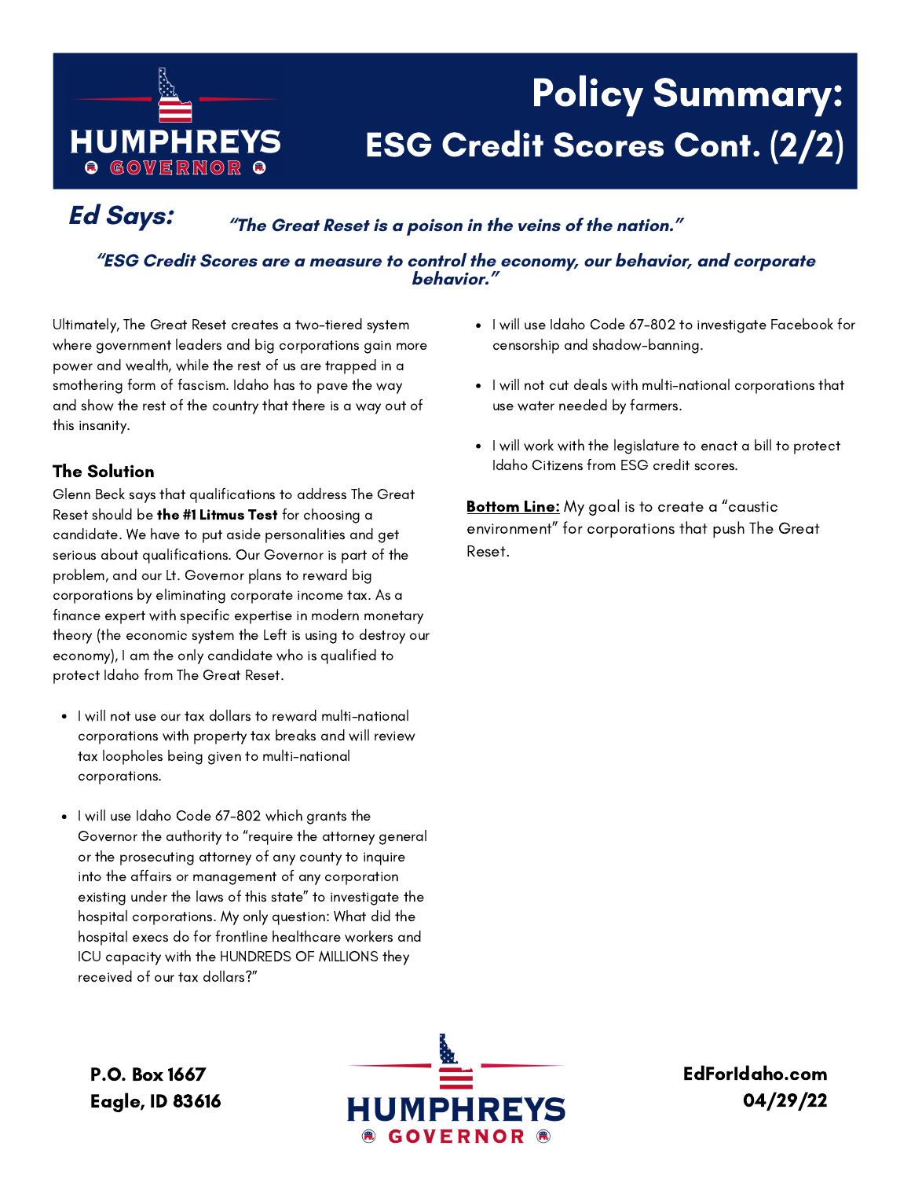# Policy Summary: ESG Credit Scores Cont. (2/2)

HUMPHREYS GOVERNOR

***Ed Says:*** ***"The Great Reset is a poison in the veins of the nation."***

***"ESG Credit Scores are a measure to control the economy, our behavior, and corporate behavior."***

Ultimately, The Great Reset creates a two-tiered system where government leaders and big corporations gain more power and wealth, while the rest of us are trapped in a smothering form of fascism. Idaho has to pave the way and show the rest of the country that there is a way out of this insanity.

### The Solution

Glenn Beck says that qualifications to address The Great Reset should be **the #1 Litmus Test** for choosing a candidate. We have to put aside personalities and get serious about qualifications. Our Governor is part of the problem, and our Lt. Governor plans to reward big corporations by eliminating corporate income tax. As a finance expert with specific expertise in modern monetary theory (the economic system the Left is using to destroy our economy), I am the only candidate who is qualified to protect Idaho from The Great Reset.

- I will not use our tax dollars to reward multi-national corporations with property tax breaks and will review tax loopholes being given to multi-national corporations.
- I will use Idaho Code 67-802 which grants the Governor the authority to "require the attorney general or the prosecuting attorney of any county to inquire into the affairs or management of any corporation existing under the laws of this state" to investigate the hospital corporations. My only question: What did the hospital execs do for frontline healthcare workers and ICU capacity with the HUNDREDS OF MILLIONS they received of our tax dollars?"
- I will use Idaho Code 67-802 to investigate Facebook for censorship and shadow-banning.
- I will not cut deals with multi-national corporations that use water needed by farmers.
- I will work with the legislature to enact a bill to protect Idaho Citizens from ESG credit scores.

**Bottom Line:** My goal is to create a "caustic environment" for corporations that push The Great Reset.

**P.O. Box 1667**
**Eagle, ID 83616**

HUMPHREYS GOVERNOR

**EdForIdaho.com**
**04/29/22**